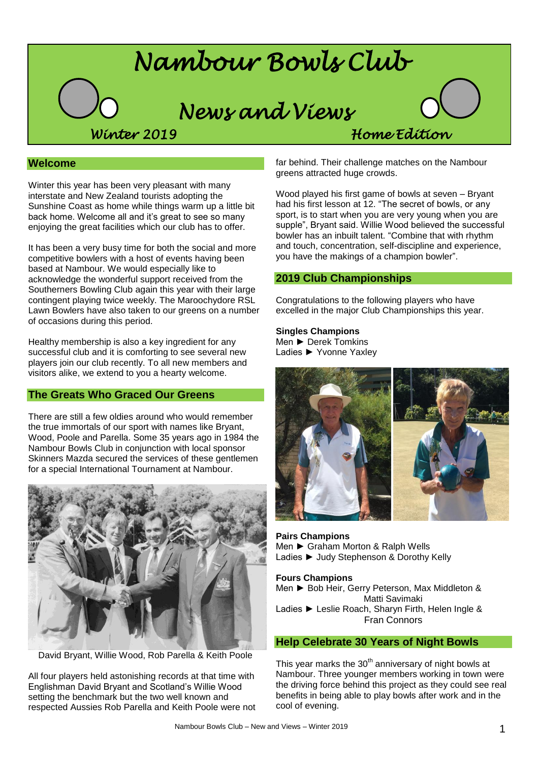# Nambour Bowls Club

## News and Views

*Winter 2019* *Home Edition*

## Welcome

Winter this year has been very pleasant with many interstate and New Zealand tourists adopting the Sunshine Coast as home while things warm up a little bit back home. Welcome all and it's great to see so many enjoying the great facilities which our club has to offer.

It has been a very busy time for both the social and more competitive bowlers with a host of events having been based at Nambour. We would especially like to acknowledge the wonderful support received from the Southerners Bowling Club again this year with their large contingent playing twice weekly. The Maroochydore RSL Lawn Bowlers have also taken to our greens on a number of occasions during this period.

Healthy membership is also a key ingredient for any successful club and it is comforting to see several new players join our club recently. To all new members and visitors alike, we extend to you a hearty welcome.

## The Greats Who Graced Our Greens

There are still a few oldies around who would remember the true immortals of our sport with names like Bryant, Wood, Poole and Parella. Some 35 years ago in 1984 the Nambour Bowls Club in conjunction with local sponsor Skinners Mazda secured the services of these gentlemen for a special International Tournament at Nambour.

David Bryant, Willie Wood, Rob Parella & Keith Poole

All four players held astonishing records at that time with Englishman David Bryant and Scotland's Willie Wood setting the benchmark but the two well known and respected Aussies Rob Parella and Keith Poole were not far behind. Their challenge matches on the Nambour greens attracted huge crowds.

Wood played his first game of bowls at seven – Bryant had his first lesson at 12. "The secret of bowls, or any sport, is to start when you are very young when you are supple", Bryant said. Willie Wood believed the successful bowler has an inbuilt talent. "Combine that with rhythm and touch, concentration, self-discipline and experience, you have the makings of a champion bowler".

## 2019 Club Championships

Congratulations to the following players who have excelled in the major Club Championships this year.

**Singles Champions**
Men ► Derek Tomkins
Ladies ► Yvonne Yaxley

**Pairs Champions**
Men ► Graham Morton & Ralph Wells
Ladies ► Judy Stephenson & Dorothy Kelly

**Fours Champions**
Men ► Bob Heir, Gerry Peterson, Max Middleton & Matti Savimaki
Ladies ► Leslie Roach, Sharyn Firth, Helen Ingle & Fran Connors

## Help Celebrate 30 Years of Night Bowls

This year marks the 30th anniversary of night bowls at Nambour. Three younger members working in town were the driving force behind this project as they could see real benefits in being able to play bowls after work and in the cool of evening.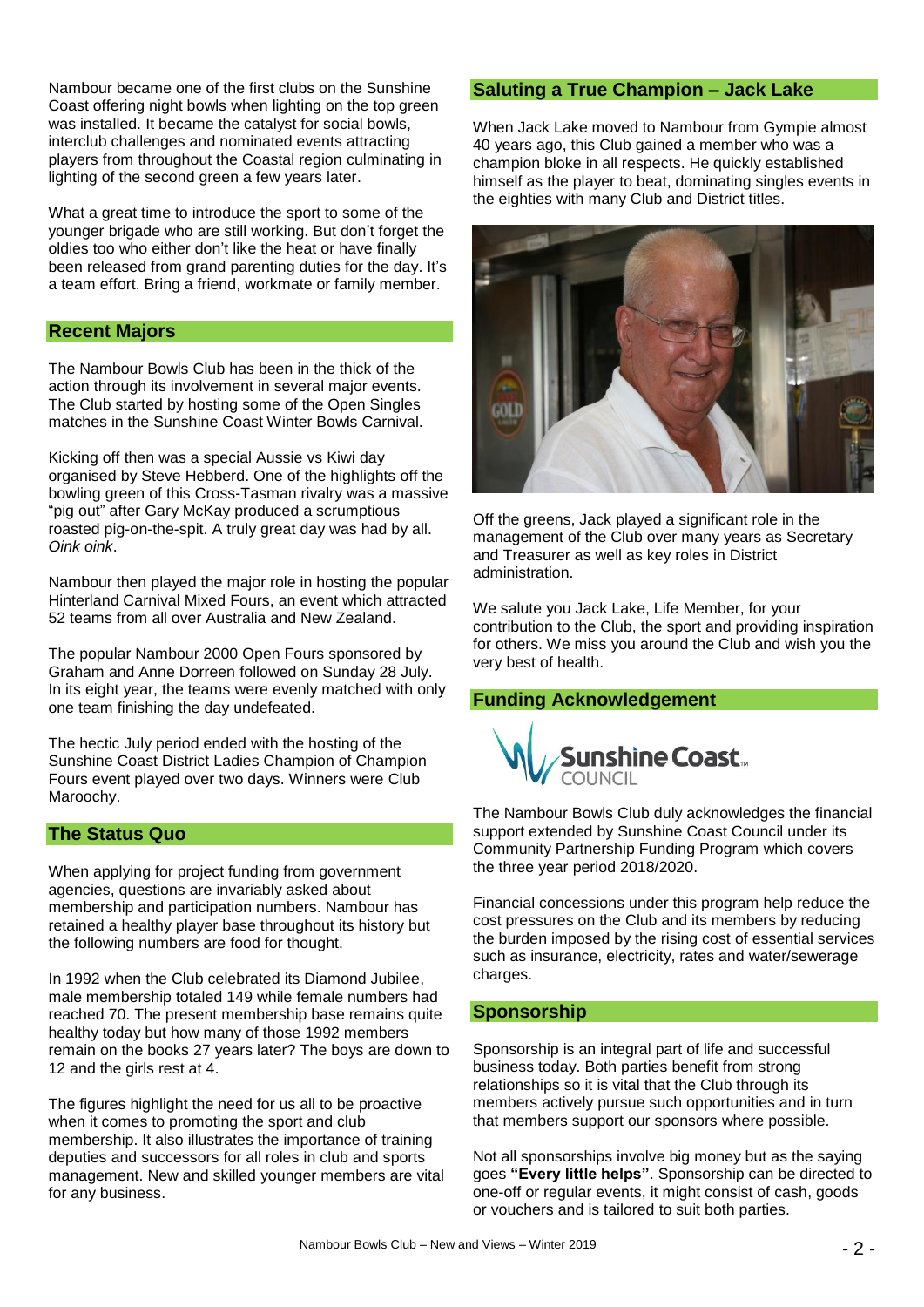Nambour became one of the first clubs on the Sunshine Coast offering night bowls when lighting on the top green was installed. It became the catalyst for social bowls, interclub challenges and nominated events attracting players from throughout the Coastal region culminating in lighting of the second green a few years later.

What a great time to introduce the sport to some of the younger brigade who are still working. But don't forget the oldies too who either don't like the heat or have finally been released from grand parenting duties for the day. It's a team effort. Bring a friend, workmate or family member.

## Recent Majors

The Nambour Bowls Club has been in the thick of the action through its involvement in several major events. The Club started by hosting some of the Open Singles matches in the Sunshine Coast Winter Bowls Carnival.

Kicking off then was a special Aussie vs Kiwi day organised by Steve Hebberd. One of the highlights off the bowling green of this Cross-Tasman rivalry was a massive "pig out" after Gary McKay produced a scrumptious roasted pig-on-the-spit. A truly great day was had by all. *Oink oink*.

Nambour then played the major role in hosting the popular Hinterland Carnival Mixed Fours, an event which attracted 52 teams from all over Australia and New Zealand.

The popular Nambour 2000 Open Fours sponsored by Graham and Anne Doreen followed on Sunday 28 July. In its eight year, the teams were evenly matched with only one team finishing the day undefeated.

The hectic July period ended with the hosting of the Sunshine Coast District Ladies Champion of Champion Fours event played over two days. Winners were Club Maroochy.

## The Status Quo

When applying for project funding from government agencies, questions are invariably asked about membership and participation numbers. Nambour has retained a healthy player base throughout its history but the following numbers are food for thought.

In 1992 when the Club celebrated its Diamond Jubilee, male membership totaled 149 while female numbers had reached 70. The present membership base remains quite healthy today but how many of those 1992 members remain on the books 27 years later? The boys are down to 12 and the girls rest at 4.

The figures highlight the need for us all to be proactive when it comes to promoting the sport and club membership. It also illustrates the importance of training deputies and successors for all roles in club and sports management. New and skilled younger members are vital for any business.

## Saluting a True Champion – Jack Lake

When Jack Lake moved to Nambour from Gympie almost 40 years ago, this Club gained a member who was a champion bloke in all respects. He quickly established himself as the player to beat, dominating singles events in the eighties with many Club and District titles.

Off the greens, Jack played a significant role in the management of the Club over many years as Secretary and Treasurer as well as key roles in District administration.

We salute you Jack Lake, Life Member, for your contribution to the Club, the sport and providing inspiration for others. We miss you around the Club and wish you the very best of health.

## Funding Acknowledgement

Sunshine Coast COUNCIL

The Nambour Bowls Club duly acknowledges the financial support extended by Sunshine Coast Council under its Community Partnership Funding Program which covers the three year period 2018/2020.

Financial concessions under this program help reduce the cost pressures on the Club and its members by reducing the burden imposed by the rising cost of essential services such as insurance, electricity, rates and water/sewerage charges.

## Sponsorship

Sponsorship is an integral part of life and successful business today. Both parties benefit from strong relationships so it is vital that the Club through its members actively pursue such opportunities and in turn that members support our sponsors where possible.

Not all sponsorships involve big money but as the saying goes **"Every little helps"**. Sponsorship can be directed to one-off or regular events, it might consist of cash, goods or vouchers and is tailored to suit both parties.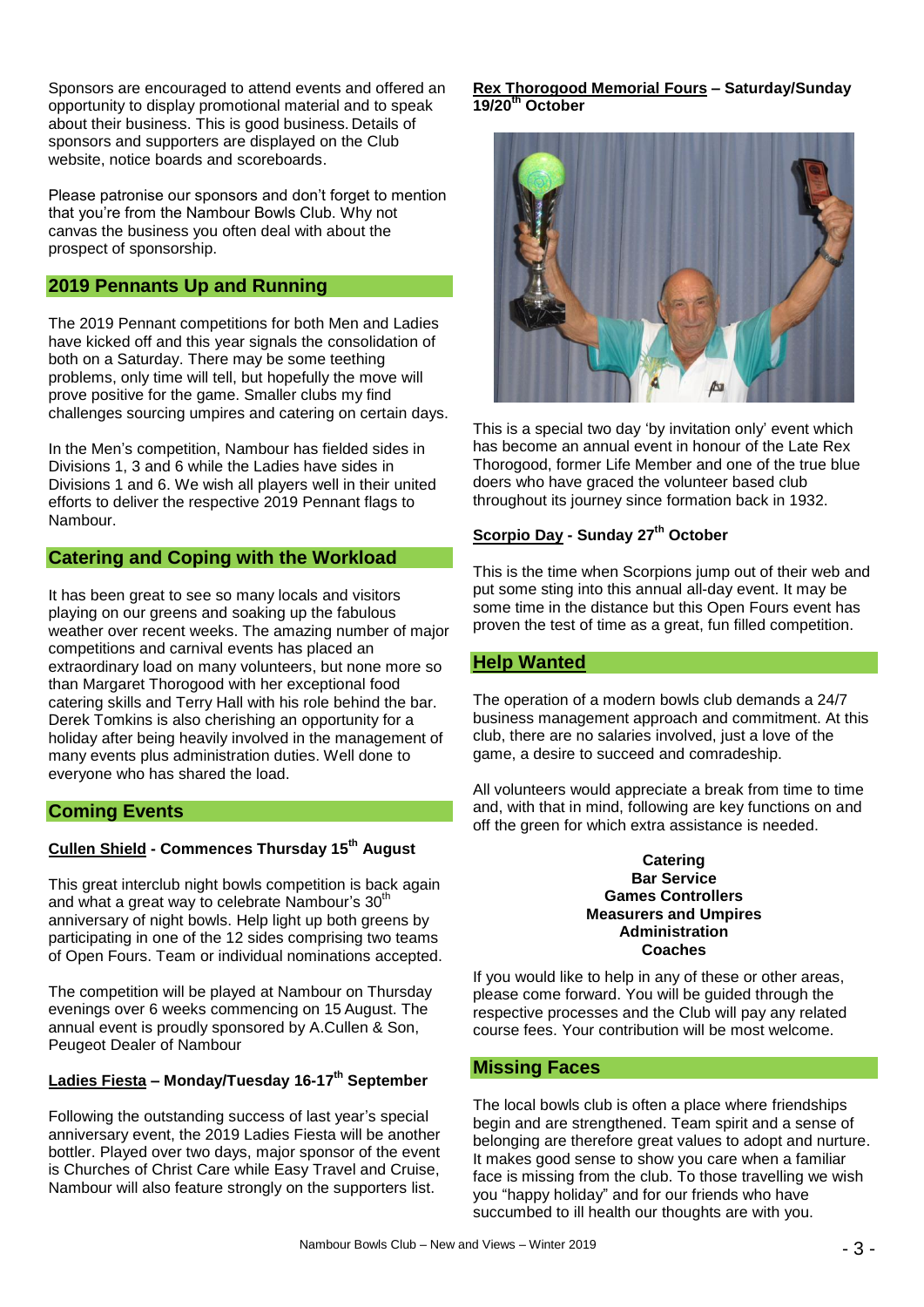Sponsors are encouraged to attend events and offered an opportunity to display promotional material and to speak about their business. This is good business. Details of sponsors and supporters are displayed on the Club website, notice boards and scoreboards.

Please patronise our sponsors and don't forget to mention that you're from the Nambour Bowls Club. Why not canvas the business you often deal with about the prospect of sponsorship.

## 2019 Pennants Up and Running

The 2019 Pennant competitions for both Men and Ladies have kicked off and this year signals the consolidation of both on a Saturday. There may be some teething problems, only time will tell, but hopefully the move will prove positive for the game. Smaller clubs my find challenges sourcing umpires and catering on certain days.

In the Men's competition, Nambour has fielded sides in Divisions 1, 3 and 6 while the Ladies have sides in Divisions 1 and 6. We wish all players well in their united efforts to deliver the respective 2019 Pennant flags to Nambour.

## Catering and Coping with the Workload

It has been great to see so many locals and visitors playing on our greens and soaking up the fabulous weather over recent weeks. The amazing number of major competitions and carnival events has placed an extraordinary load on many volunteers, but none more so than Margaret Thorogood with her exceptional food catering skills and Terry Hall with his role behind the bar. Derek Tomkins is also cherishing an opportunity for a holiday after being heavily involved in the management of many events plus administration duties. Well done to everyone who has shared the load.

## Coming Events

**Cullen Shield - Commences Thursday 15th August**

This great interclub night bowls competition is back again and what a great way to celebrate Nambour's 30th anniversary of night bowls. Help light up both greens by participating in one of the 12 sides comprising two teams of Open Fours. Team or individual nominations accepted.

The competition will be played at Nambour on Thursday evenings over 6 weeks commencing on 15 August. The annual event is proudly sponsored by A.Cullen & Son, Peugeot Dealer of Nambour

**Ladies Fiesta – Monday/Tuesday 16-17th September**

Following the outstanding success of last year's special anniversary event, the 2019 Ladies Fiesta will be another bottler. Played over two days, major sponsor of the event is Churches of Christ Care while Easy Travel and Cruise, Nambour will also feature strongly on the supporters list.

**Rex Thorogood Memorial Fours – Saturday/Sunday 19/20th October**

This is a special two day 'by invitation only' event which has become an annual event in honour of the Late Rex Thorogood, former Life Member and one of the true blue doers who have graced the volunteer based club throughout its journey since formation back in 1932.

**Scorpio Day - Sunday 27th October**

This is the time when Scorpions jump out of their web and put some sting into this annual all-day event. It may be some time in the distance but this Open Fours event has proven the test of time as a great, fun filled competition.

## Help Wanted

The operation of a modern bowls club demands a 24/7 business management approach and commitment. At this club, there are no salaries involved, just a love of the game, a desire to succeed and comradeship.

All volunteers would appreciate a break from time to time and, with that in mind, following are key functions on and off the green for which extra assistance is needed.

**Catering**
**Bar Service**
**Games Controllers**
**Measurers and Umpires**
**Administration**
**Coaches**

If you would like to help in any of these or other areas, please come forward. You will be guided through the respective processes and the Club will pay any related course fees. Your contribution will be most welcome.

## Missing Faces

The local bowls club is often a place where friendships begin and are strengthened. Team spirit and a sense of belonging are therefore great values to adopt and nurture. It makes good sense to show you care when a familiar face is missing from the club. To those travelling we wish you "happy holiday" and for our friends who have succumbed to ill health our thoughts are with you.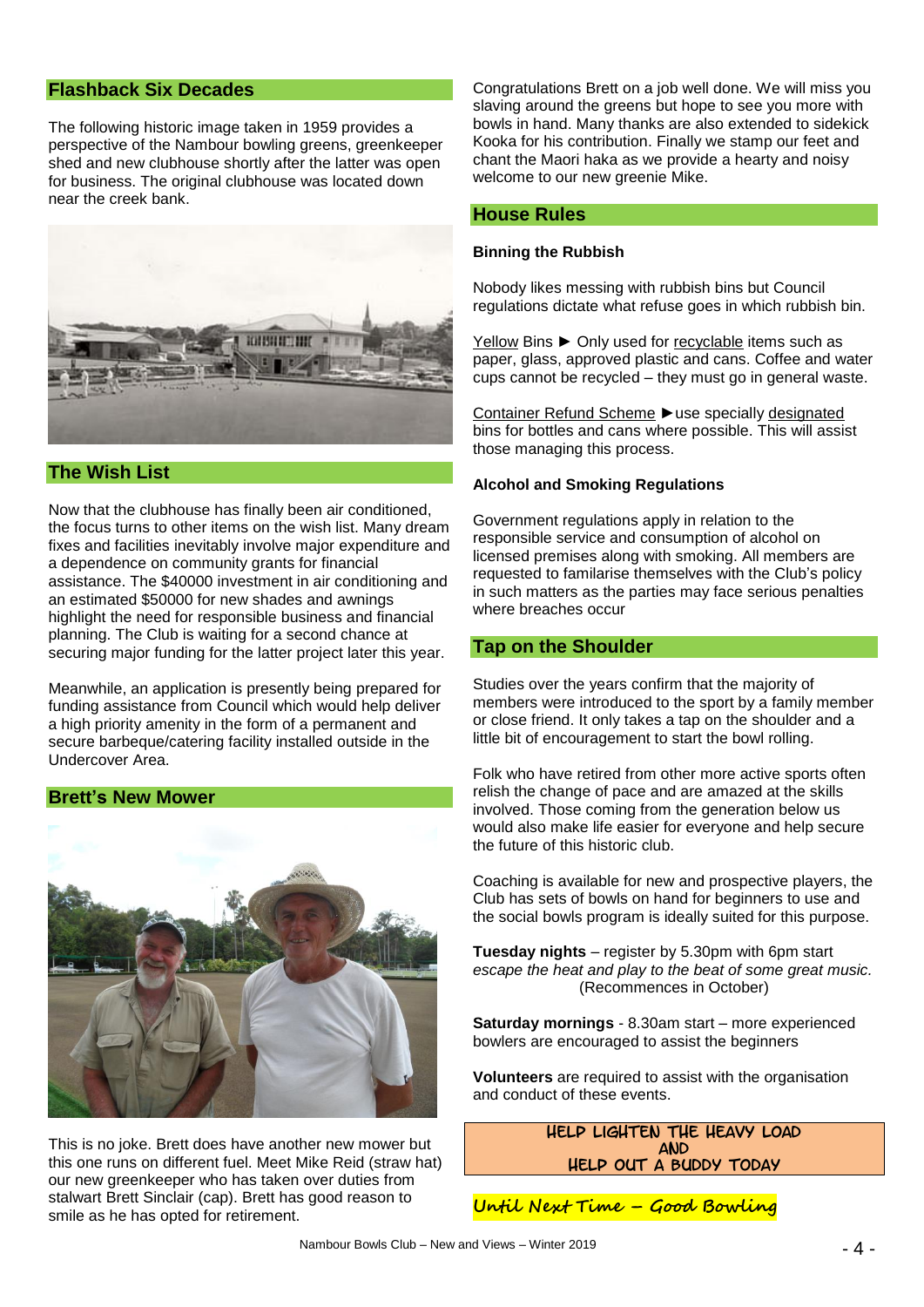## Flashback Six Decades

The following historic image taken in 1959 provides a perspective of the Nambour bowling greens, greenkeeper shed and new clubhouse shortly after the latter was open for business. The original clubhouse was located down near the creek bank.

## The Wish List

Now that the clubhouse has finally been air conditioned, the focus turns to other items on the wish list. Many dream fixes and facilities inevitably involve major expenditure and a dependence on community grants for financial assistance. The $40000 investment in air conditioning and an estimated $50000 for new shades and awnings highlight the need for responsible business and financial planning. The Club is waiting for a second chance at securing major funding for the latter project later this year.

Meanwhile, an application is presently being prepared for funding assistance from Council which would help deliver a high priority amenity in the form of a permanent and secure barbeque/catering facility installed outside in the Undercover Area.

## Brett's New Mower

This is no joke. Brett does have another new mower but this one runs on different fuel. Meet Mike Reid (straw hat) our new greenkeeper who has taken over duties from stalwart Brett Sinclair (cap). Brett has good reason to smile as he has opted for retirement.

Congratulations Brett on a job well done. We will miss you slaving around the greens but hope to see you more with bowls in hand. Many thanks are also extended to sidekick Kooka for his contribution. Finally we stamp our feet and chant the Maori haka as we provide a hearty and noisy welcome to our new greenie Mike.

## House Rules

**Binning the Rubbish**

Nobody likes messing with rubbish bins but Council regulations dictate what refuse goes in which rubbish bin.

Yellow Bins ► Only used for recyclable items such as paper, glass, approved plastic and cans. Coffee and water cups cannot be recycled – they must go in general waste.

Container Refund Scheme ►use specially designated bins for bottles and cans where possible. This will assist those managing this process.

**Alcohol and Smoking Regulations**

Government regulations apply in relation to the responsible service and consumption of alcohol on licensed premises along with smoking. All members are requested to familarise themselves with the Club's policy in such matters as the parties may face serious penalties where breaches occur

## Tap on the Shoulder

Studies over the years confirm that the majority of members were introduced to the sport by a family member or close friend. It only takes a tap on the shoulder and a little bit of encouragement to start the bowl rolling.

Folk who have retired from other more active sports often relish the change of pace and are amazed at the skills involved. Those coming from the generation below us would also make life easier for everyone and help secure the future of this historic club.

Coaching is available for new and prospective players, the Club has sets of bowls on hand for beginners to use and the social bowls program is ideally suited for this purpose.

**Tuesday nights** – register by 5.30pm with 6pm start
*escape the heat and play to the beat of some great music.*
(Recommences in October)

**Saturday mornings** - 8.30am start – more experienced bowlers are encouraged to assist the beginners

**Volunteers** are required to assist with the organisation and conduct of these events.

**HELP LIGHTEN THE HEAVY LOAD
AND
HELP OUT A BUDDY TODAY**

***Until Next Time – Good Bowling***